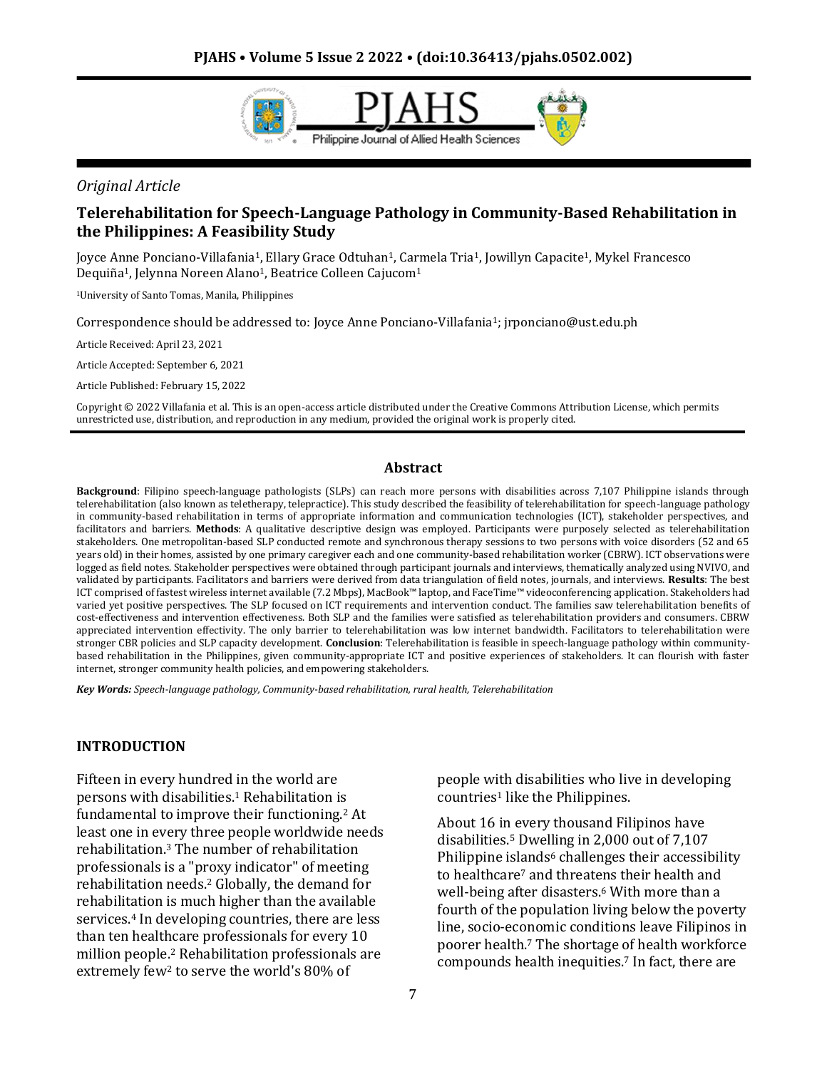*Original Article*

# Telerehabilitation for Speech-Language Pathology in Community-Based Rehabilitation in the Philippines: A Feasibility Study

Joyce Anne Ponciano-Villafania[1], Ellary Grace Odtuhan[1], Carmela Tria[1], Jowillyn Capacite[1], Mykel Francesco Dequiña[1], Jelynna Noreen Alano[1], Beatrice Colleen Cajucom[1]

[1]University of Santo Tomas, Manila, Philippines

Correspondence should be addressed to: Joyce Anne Ponciano-Villafania[1]; jrponciano@ust.edu.ph

Article Received: April 23, 2021

Article Accepted: September 6, 2021

Article Published: February 15, 2022

Copyright © 2022 Villafania et al. This is an open-access article distributed under the Creative Commons Attribution License, which permits unrestricted use, distribution, and reproduction in any medium, provided the original work is properly cited.

## Abstract

**Background**: Filipino speech-language pathologists (SLPs) can reach more persons with disabilities across 7,107 Philippine islands through telerehabilitation (also known as teletherapy, telepractice). This study described the feasibility of telerehabilitation for speech-language pathology in community-based rehabilitation in terms of appropriate information and communication technologies (ICT), stakeholder perspectives, and facilitators and barriers. **Methods**: A qualitative descriptive design was employed. Participants were purposely selected as telerehabilitation stakeholders. One metropolitan-based SLP conducted remote and synchronous therapy sessions to two persons with voice disorders (52 and 65 years old) in their homes, assisted by one primary caregiver each and one community-based rehabilitation worker (CBRW). ICT observations were logged as field notes. Stakeholder perspectives were obtained through participant journals and interviews, thematically analyzed using NVIVO, and validated by participants. Facilitators and barriers were derived from data triangulation of field notes, journals, and interviews. **Results**: The best ICT comprised of fastest wireless internet available (7.2 Mbps), MacBook™ laptop, and FaceTime™ videoconferencing application. Stakeholders had varied yet positive perspectives. The SLP focused on ICT requirements and intervention conduct. The families saw telerehabilitation benefits of cost-effectiveness and intervention effectiveness. Both SLP and the families were satisfied as telerehabilitation providers and consumers. CBRW appreciated intervention effectivity. The only barrier to telerehabilitation was low internet bandwidth. Facilitators to telerehabilitation were stronger CBR policies and SLP capacity development. **Conclusion**: Telerehabilitation is feasible in speech-language pathology within community-based rehabilitation in the Philippines, given community-appropriate ICT and positive experiences of stakeholders. It can flourish with faster internet, stronger community health policies, and empowering stakeholders.

***Key Words:*** *Speech-language pathology, Community-based rehabilitation, rural health, Telerehabilitation*

## INTRODUCTION

Fifteen in every hundred in the world are persons with disabilities.[1] Rehabilitation is fundamental to improve their functioning.[2] At least one in every three people worldwide needs rehabilitation.[3] The number of rehabilitation professionals is a "proxy indicator" of meeting rehabilitation needs.[2] Globally, the demand for rehabilitation is much higher than the available services.[4] In developing countries, there are less than ten healthcare professionals for every 10 million people.[2] Rehabilitation professionals are extremely few[2] to serve the world's 80% of people with disabilities who live in developing countries[1] like the Philippines.

About 16 in every thousand Filipinos have disabilities.[5] Dwelling in 2,000 out of 7,107 Philippine islands[6] challenges their accessibility to healthcare[7] and threatens their health and well-being after disasters.[6] With more than a fourth of the population living below the poverty line, socio-economic conditions leave Filipinos in poorer health.[7] The shortage of health workforce compounds health inequities.[7] In fact, there are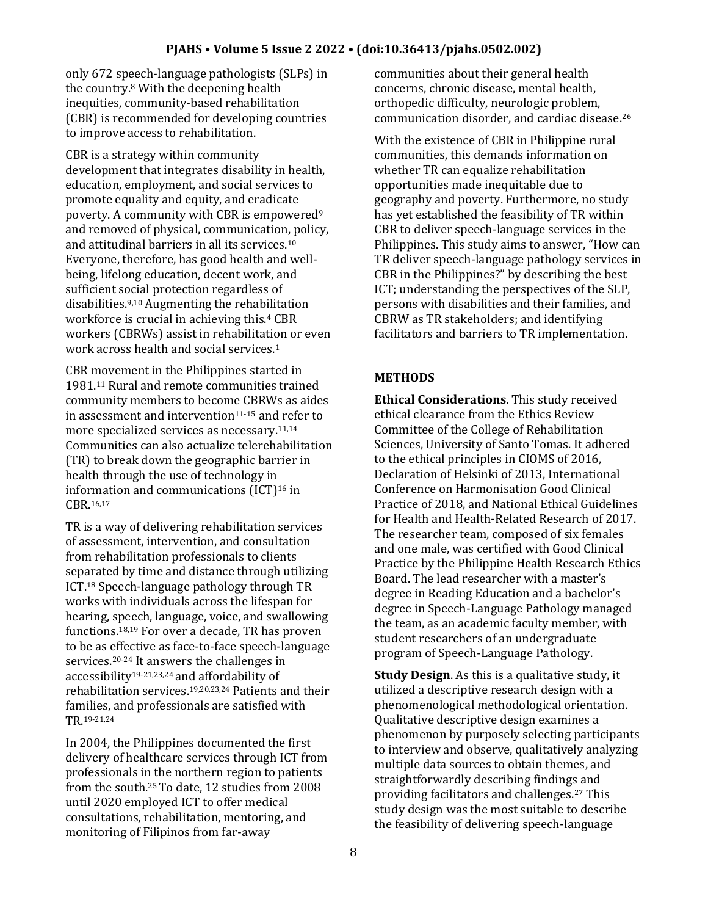only 672 speech-language pathologists (SLPs) in the country.[8] With the deepening health inequities, community-based rehabilitation (CBR) is recommended for developing countries to improve access to rehabilitation.

CBR is a strategy within community development that integrates disability in health, education, employment, and social services to promote equality and equity, and eradicate poverty. A community with CBR is empowered[9] and removed of physical, communication, policy, and attitudinal barriers in all its services.[10] Everyone, therefore, has good health and well-being, lifelong education, decent work, and sufficient social protection regardless of disabilities.[9,10] Augmenting the rehabilitation workforce is crucial in achieving this.[4] CBR workers (CBRWs) assist in rehabilitation or even work across health and social services.[1]

CBR movement in the Philippines started in 1981.[11] Rural and remote communities trained community members to become CBRWs as aides in assessment and intervention[11-15] and refer to more specialized services as necessary.[11,14] Communities can also actualize telerehabilitation (TR) to break down the geographic barrier in health through the use of technology in information and communications (ICT)[16] in CBR.[16,17]

TR is a way of delivering rehabilitation services of assessment, intervention, and consultation from rehabilitation professionals to clients separated by time and distance through utilizing ICT.[18] Speech-language pathology through TR works with individuals across the lifespan for hearing, speech, language, voice, and swallowing functions.[18,19] For over a decade, TR has proven to be as effective as face-to-face speech-language services.[20-24] It answers the challenges in accessibility[19-21,23,24] and affordability of rehabilitation services.[19,20,23,24] Patients and their families, and professionals are satisfied with TR.[19-21,24]

In 2004, the Philippines documented the first delivery of healthcare services through ICT from professionals in the northern region to patients from the south.[25] To date, 12 studies from 2008 until 2020 employed ICT to offer medical consultations, rehabilitation, mentoring, and monitoring of Filipinos from far-away communities about their general health concerns, chronic disease, mental health, orthopedic difficulty, neurologic problem, communication disorder, and cardiac disease.[26]

With the existence of CBR in Philippine rural communities, this demands information on whether TR can equalize rehabilitation opportunities made inequitable due to geography and poverty. Furthermore, no study has yet established the feasibility of TR within CBR to deliver speech-language services in the Philippines. This study aims to answer, "How can TR deliver speech-language pathology services in CBR in the Philippines?" by describing the best ICT; understanding the perspectives of the SLP, persons with disabilities and their families, and CBRW as TR stakeholders; and identifying facilitators and barriers to TR implementation.

## METHODS

**Ethical Considerations**. This study received ethical clearance from the Ethics Review Committee of the College of Rehabilitation Sciences, University of Santo Tomas. It adhered to the ethical principles in CIOMS of 2016, Declaration of Helsinki of 2013, International Conference on Harmonisation Good Clinical Practice of 2018, and National Ethical Guidelines for Health and Health-Related Research of 2017. The researcher team, composed of six females and one male, was certified with Good Clinical Practice by the Philippine Health Research Ethics Board. The lead researcher with a master's degree in Reading Education and a bachelor's degree in Speech-Language Pathology managed the team, as an academic faculty member, with student researchers of an undergraduate program of Speech-Language Pathology.

**Study Design**. As this is a qualitative study, it utilized a descriptive research design with a phenomenological methodological orientation. Qualitative descriptive design examines a phenomenon by purposely selecting participants to interview and observe, qualitatively analyzing multiple data sources to obtain themes, and straightforwardly describing findings and providing facilitators and challenges.[27] This study design was the most suitable to describe the feasibility of delivering speech-language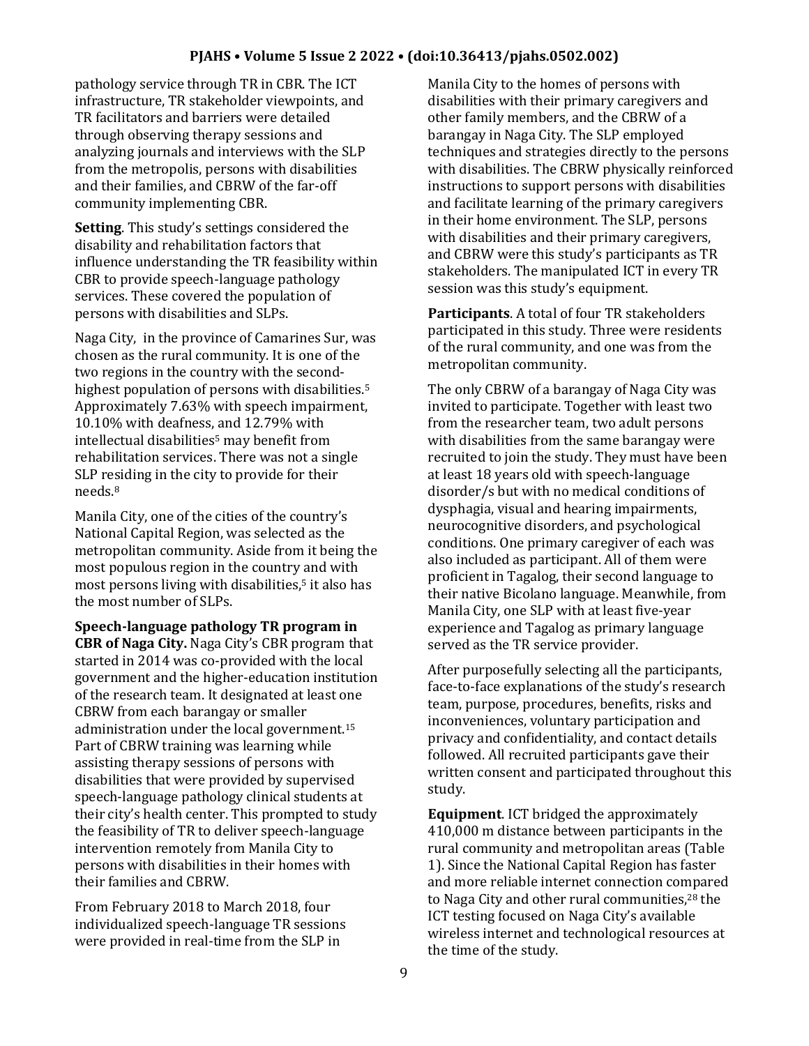pathology service through TR in CBR. The ICT infrastructure, TR stakeholder viewpoints, and TR facilitators and barriers were detailed through observing therapy sessions and analyzing journals and interviews with the SLP from the metropolis, persons with disabilities and their families, and CBRW of the far-off community implementing CBR.

**Setting**. This study's settings considered the disability and rehabilitation factors that influence understanding the TR feasibility within CBR to provide speech-language pathology services. These covered the population of persons with disabilities and SLPs.

Naga City, in the province of Camarines Sur, was chosen as the rural community. It is one of the two regions in the country with the second-highest population of persons with disabilities.[5] Approximately 7.63% with speech impairment, 10.10% with deafness, and 12.79% with intellectual disabilities[5] may benefit from rehabilitation services. There was not a single SLP residing in the city to provide for their needs.[8]

Manila City, one of the cities of the country's National Capital Region, was selected as the metropolitan community. Aside from it being the most populous region in the country and with most persons living with disabilities,[5] it also has the most number of SLPs.

**Speech-language pathology TR program in CBR of Naga City.** Naga City's CBR program that started in 2014 was co-provided with the local government and the higher-education institution of the research team. It designated at least one CBRW from each barangay or smaller administration under the local government.[15] Part of CBRW training was learning while assisting therapy sessions of persons with disabilities that were provided by supervised speech-language pathology clinical students at their city's health center. This prompted to study the feasibility of TR to deliver speech-language intervention remotely from Manila City to persons with disabilities in their homes with their families and CBRW.

From February 2018 to March 2018, four individualized speech-language TR sessions were provided in real-time from the SLP in Manila City to the homes of persons with disabilities with their primary caregivers and other family members, and the CBRW of a barangay in Naga City. The SLP employed techniques and strategies directly to the persons with disabilities. The CBRW physically reinforced instructions to support persons with disabilities and facilitate learning of the primary caregivers in their home environment. The SLP, persons with disabilities and their primary caregivers, and CBRW were this study's participants as TR stakeholders. The manipulated ICT in every TR session was this study's equipment.

**Participants**. A total of four TR stakeholders participated in this study. Three were residents of the rural community, and one was from the metropolitan community.

The only CBRW of a barangay of Naga City was invited to participate. Together with least two from the researcher team, two adult persons with disabilities from the same barangay were recruited to join the study. They must have been at least 18 years old with speech-language disorder/s but with no medical conditions of dysphagia, visual and hearing impairments, neurocognitive disorders, and psychological conditions. One primary caregiver of each was also included as participant. All of them were proficient in Tagalog, their second language to their native Bicolano language. Meanwhile, from Manila City, one SLP with at least five-year experience and Tagalog as primary language served as the TR service provider.

After purposefully selecting all the participants, face-to-face explanations of the study's research team, purpose, procedures, benefits, risks and inconveniences, voluntary participation and privacy and confidentiality, and contact details followed. All recruited participants gave their written consent and participated throughout this study.

**Equipment**. ICT bridged the approximately 410,000 m distance between participants in the rural community and metropolitan areas (Table 1). Since the National Capital Region has faster and more reliable internet connection compared to Naga City and other rural communities,[28] the ICT testing focused on Naga City's available wireless internet and technological resources at the time of the study.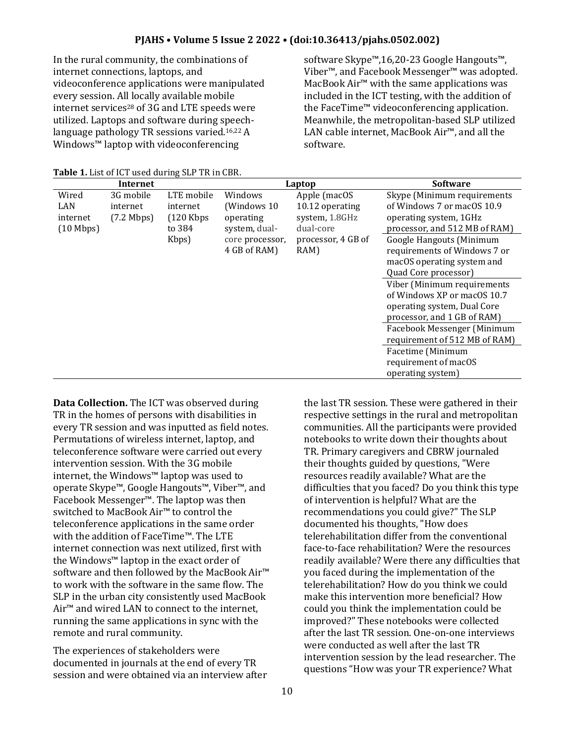In the rural community, the combinations of internet connections, laptops, and videoconference applications were manipulated every session. All locally available mobile internet services[28] of 3G and LTE speeds were utilized. Laptops and software during speech-language pathology TR sessions varied.[16,22] A Windows™ laptop with videoconferencing software Skype™,[16,20-23] Google Hangouts™, Viber™, and Facebook Messenger™ was adopted. MacBook Air™ with the same applications was included in the ICT testing, with the addition of the FaceTime™ videoconferencing application. Meanwhile, the metropolitan-based SLP utilized LAN cable internet, MacBook Air™, and all the software.

**Table 1.** List of ICT used during SLP TR in CBR.

| Internet | | | Laptop | | Software |
|---|---|---|---|---|---|
| Wired LAN internet (10 Mbps) | 3G mobile internet (7.2 Mbps) | LTE mobile internet (120 Kbps to 384 Kbps) | Windows (Windows 10 operating system, dual-core processor, 4 GB of RAM) | Apple (macOS 10.12 operating system, 1.8GHz dual-core processor, 4 GB of RAM) | Skype (Minimum requirements of Windows 7 or macOS 10.9 operating system, 1GHz processor, and 512 MB of RAM) |
| | | | | | Google Hangouts (Minimum requirements of Windows 7 or macOS operating system and Quad Core processor) |
| | | | | | Viber (Minimum requirements of Windows XP or macOS 10.7 operating system, Dual Core processor, and 1 GB of RAM) |
| | | | | | Facebook Messenger (Minimum requirement of 512 MB of RAM) |
| | | | | | Facetime (Minimum requirement of macOS operating system) |

**Data Collection.** The ICT was observed during TR in the homes of persons with disabilities in every TR session and was inputted as field notes. Permutations of wireless internet, laptop, and teleconference software were carried out every intervention session. With the 3G mobile internet, the Windows™ laptop was used to operate Skype™, Google Hangouts™, Viber™, and Facebook Messenger™. The laptop was then switched to MacBook Air™ to control the teleconference applications in the same order with the addition of FaceTime™. The LTE internet connection was next utilized, first with the Windows™ laptop in the exact order of software and then followed by the MacBook Air™ to work with the software in the same flow. The SLP in the urban city consistently used MacBook Air™ and wired LAN to connect to the internet, running the same applications in sync with the remote and rural community.

The experiences of stakeholders were documented in journals at the end of every TR session and were obtained via an interview after the last TR session. These were gathered in their respective settings in the rural and metropolitan communities. All the participants were provided notebooks to write down their thoughts about TR. Primary caregivers and CBRW journaled their thoughts guided by questions, "Were resources readily available? What are the difficulties that you faced? Do you think this type of intervention is helpful? What are the recommendations you could give?" The SLP documented his thoughts, "How does telerehabilitation differ from the conventional face-to-face rehabilitation? Were the resources readily available? Were there any difficulties that you faced during the implementation of the telerehabilitation? How do you think we could make this intervention more beneficial? How could you think the implementation could be improved?" These notebooks were collected after the last TR session. One-on-one interviews were conducted as well after the last TR intervention session by the lead researcher. The questions "How was your TR experience? What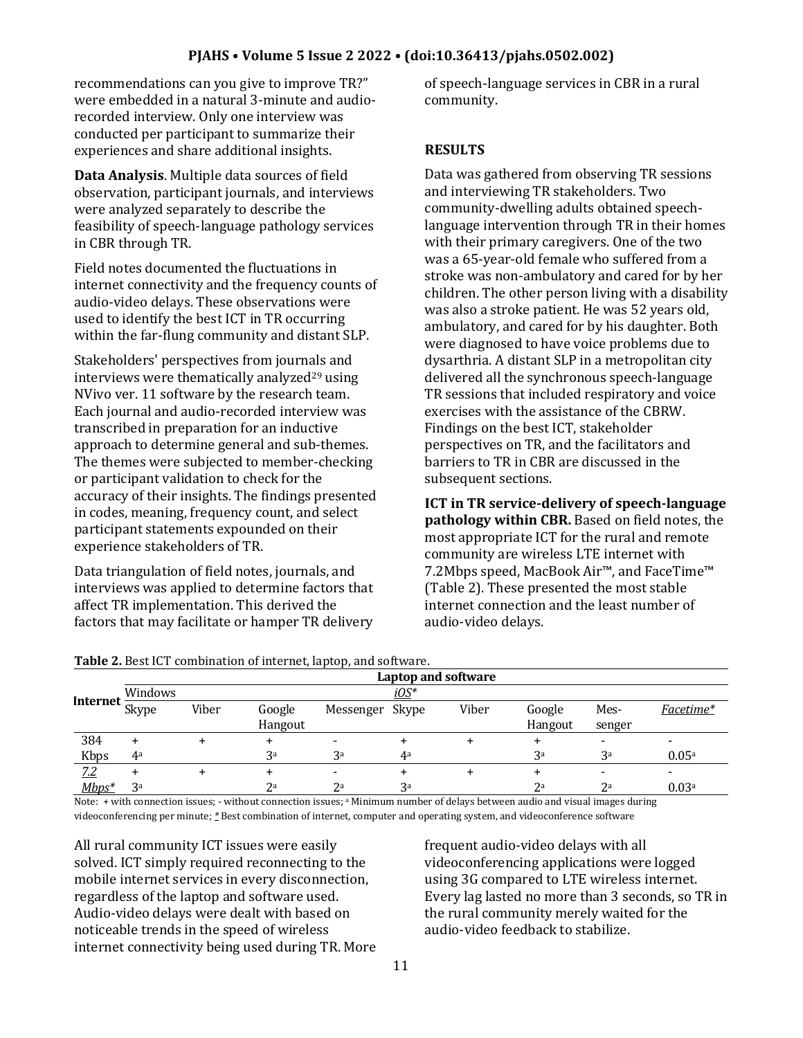recommendations can you give to improve TR?" were embedded in a natural 3-minute and audio-recorded interview. Only one interview was conducted per participant to summarize their experiences and share additional insights.

**Data Analysis**. Multiple data sources of field observation, participant journals, and interviews were analyzed separately to describe the feasibility of speech-language pathology services in CBR through TR.

Field notes documented the fluctuations in internet connectivity and the frequency counts of audio-video delays. These observations were used to identify the best ICT in TR occurring within the far-flung community and distant SLP.

Stakeholders' perspectives from journals and interviews were thematically analyzed[29] using NVivo ver. 11 software by the research team. Each journal and audio-recorded interview was transcribed in preparation for an inductive approach to determine general and sub-themes. The themes were subjected to member-checking or participant validation to check for the accuracy of their insights. The findings presented in codes, meaning, frequency count, and select participant statements expounded on their experience stakeholders of TR.

Data triangulation of field notes, journals, and interviews was applied to determine factors that affect TR implementation. This derived the factors that may facilitate or hamper TR delivery of speech-language services in CBR in a rural community.

## RESULTS

Data was gathered from observing TR sessions and interviewing TR stakeholders. Two community-dwelling adults obtained speech-language intervention through TR in their homes with their primary caregivers. One of the two was a 65-year-old female who suffered from a stroke was non-ambulatory and cared for by her children. The other person living with a disability was also a stroke patient. He was 52 years old, ambulatory, and cared for by his daughter. Both were diagnosed to have voice problems due to dysarthria. A distant SLP in a metropolitan city delivered all the synchronous speech-language TR sessions that included respiratory and voice exercises with the assistance of the CBRW. Findings on the best ICT, stakeholder perspectives on TR, and the facilitators and barriers to TR in CBR are discussed in the subsequent sections.

**ICT in TR service-delivery of speech-language pathology within CBR.** Based on field notes, the most appropriate ICT for the rural and remote community are wireless LTE internet with 7.2Mbps speed, MacBook Air™, and FaceTime™ (Table 2). These presented the most stable internet connection and the least number of audio-video delays.

**Table 2.** Best ICT combination of internet, laptop, and software.

| Internet | Laptop and software | | | | | | | | |
|---|---|---|---|---|---|---|---|---|---|
| | Windows | | | | *iOS** | | | | |
| | Skype | Viber | Google Hangout | Messenger | Skype | Viber | Google Hangout | Messenger | *Facetime** |
| 384 Kbps | + 4[a] | + | + 3[a] | - 3[a] | + 4[a] | + | + 3[a] | - 3[a] | - 0.05[a] |
| *7.2 Mbps** | + 3[a] | + | + 2[a] | - 2[a] | + 3[a] | + | + 2[a] | - 2[a] | - 0.03[a] |

Note: + with connection issues; - without connection issues; [a] Minimum number of delays between audio and visual images during videoconferencing per minute; * Best combination of internet, computer and operating system, and videoconference software

All rural community ICT issues were easily solved. ICT simply required reconnecting to the mobile internet services in every disconnection, regardless of the laptop and software used. Audio-video delays were dealt with based on noticeable trends in the speed of wireless internet connectivity being used during TR. More frequent audio-video delays with all videoconferencing applications were logged using 3G compared to LTE wireless internet. Every lag lasted no more than 3 seconds, so TR in the rural community merely waited for the audio-video feedback to stabilize.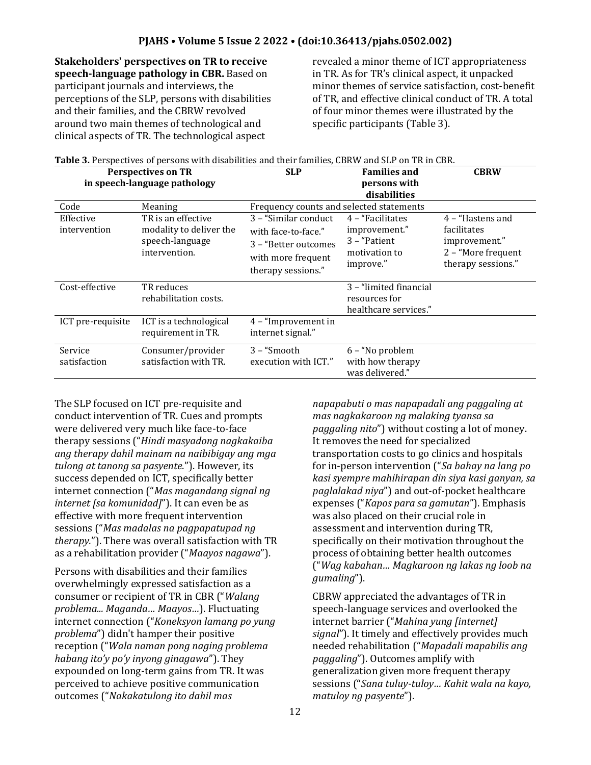**Stakeholders' perspectives on TR to receive speech-language pathology in CBR.** Based on participant journals and interviews, the perceptions of the SLP, persons with disabilities and their families, and the CBRW revolved around two main themes of technological and clinical aspects of TR. The technological aspect revealed a minor theme of ICT appropriateness in TR. As for TR's clinical aspect, it unpacked minor themes of service satisfaction, cost-benefit of TR, and effective clinical conduct of TR. A total of four minor themes were illustrated by the specific participants (Table 3).

**Table 3.** Perspectives of persons with disabilities and their families, CBRW and SLP on TR in CBR.

| Perspectives on TR in speech-language pathology | | SLP | Families and persons with disabilities | CBRW |
|---|---|---|---|---|
| Code | Meaning | Frequency counts and selected statements | | |
| Effective intervention | TR is an effective modality to deliver the speech-language intervention. | 3 – "Similar conduct with face-to-face."<br>3 – "Better outcomes with more frequent therapy sessions." | 4 – "Facilitates improvement."<br>3 – "Patient motivation to improve." | 4 – "Hastens and facilitates improvement."<br>2 – "More frequent therapy sessions." |
| Cost-effective | TR reduces rehabilitation costs. | | 3 – "limited financial resources for healthcare services." | |
| ICT pre-requisite | ICT is a technological requirement in TR. | 4 – "Improvement in internet signal." | | |
| Service satisfaction | Consumer/provider satisfaction with TR. | 3 – "Smooth execution with ICT." | 6 – "No problem with how therapy was delivered." | |

The SLP focused on ICT pre-requisite and conduct intervention of TR. Cues and prompts were delivered very much like face-to-face therapy sessions ("*Hindi masyadong nagkakaiba ang therapy dahil mainam na naibibigay ang mga tulong at tanong sa pasyente.*"). However, its success depended on ICT, specifically better internet connection ("*Mas magandang signal ng internet [sa komunidad]*"). It can even be as effective with more frequent intervention sessions ("*Mas madalas na pagpapatupad ng therapy.*"). There was overall satisfaction with TR as a rehabilitation provider ("*Maayos nagawa*").

Persons with disabilities and their families overwhelmingly expressed satisfaction as a consumer or recipient of TR in CBR ("*Walang problema... Maganda… Maayos…*). Fluctuating internet connection ("*Koneksyon lamang po yung problema*") didn't hamper their positive reception ("*Wala naman pong naging problema habang ito'y po'y inyong ginagawa*"). They expounded on long-term gains from TR. It was perceived to achieve positive communication outcomes ("*Nakakatulong ito dahil mas napapabuti o mas napapadali ang paggaling at mas nagkakaroon ng malaking tyansa sa paggaling nito*") without costing a lot of money. It removes the need for specialized transportation costs to go clinics and hospitals for in-person intervention ("*Sa bahay na lang po kasi syempre mahihirapan din siya kasi ganyan, sa paglalakad niya*") and out-of-pocket healthcare expenses ("*Kapos para sa gamutan*"). Emphasis was also placed on their crucial role in assessment and intervention during TR, specifically on their motivation throughout the process of obtaining better health outcomes ("*Wag kabahan… Magkaroon ng lakas ng loob na gumaling*").

CBRW appreciated the advantages of TR in speech-language services and overlooked the internet barrier ("*Mahina yung [internet] signal*"). It timely and effectively provides much needed rehabilitation ("*Mapadali mapabilis ang paggaling*"). Outcomes amplify with generalization given more frequent therapy sessions ("*Sana tuluy-tuloy… Kahit wala na kayo, matuloy ng pasyente*").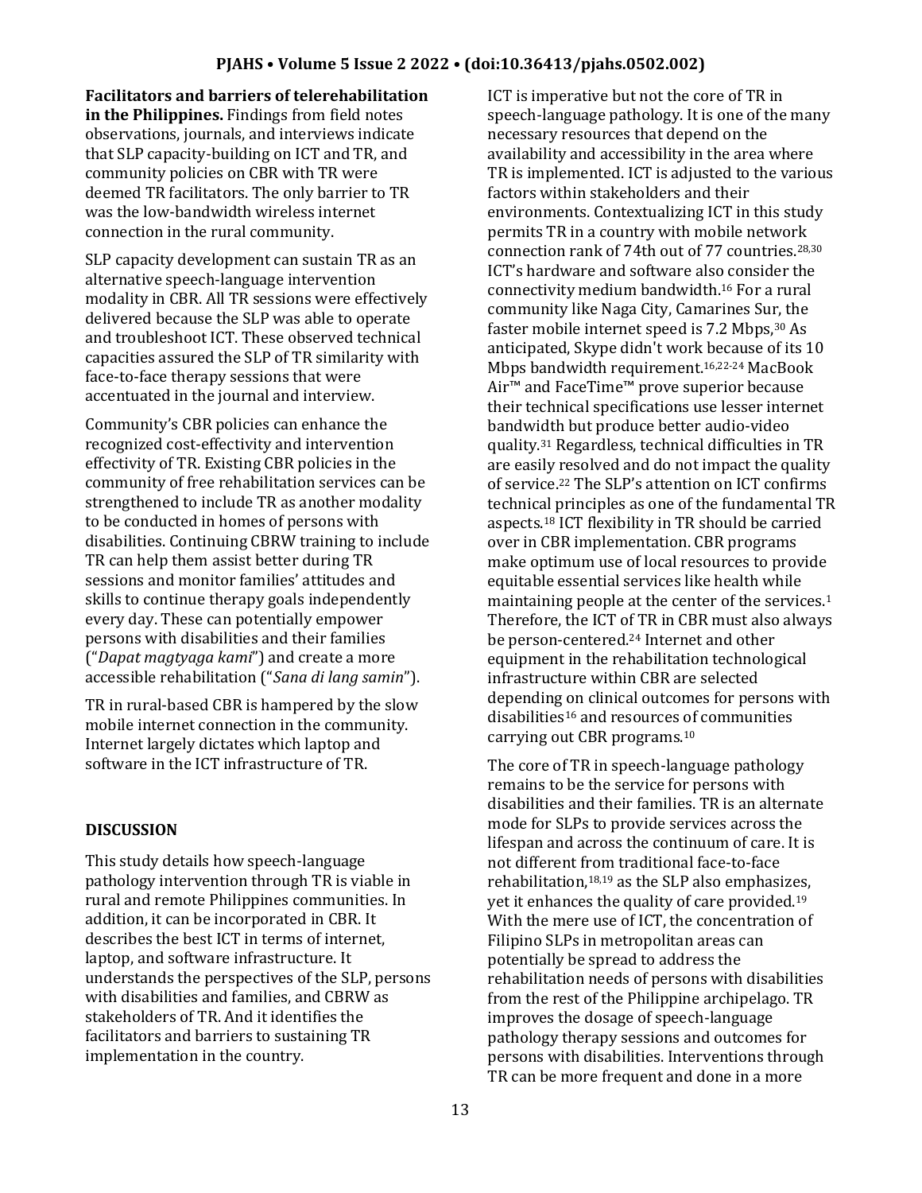**Facilitators and barriers of telerehabilitation in the Philippines.** Findings from field notes observations, journals, and interviews indicate that SLP capacity-building on ICT and TR, and community policies on CBR with TR were deemed TR facilitators. The only barrier to TR was the low-bandwidth wireless internet connection in the rural community.

SLP capacity development can sustain TR as an alternative speech-language intervention modality in CBR. All TR sessions were effectively delivered because the SLP was able to operate and troubleshoot ICT. These observed technical capacities assured the SLP of TR similarity with face-to-face therapy sessions that were accentuated in the journal and interview.

Community's CBR policies can enhance the recognized cost-effectivity and intervention effectivity of TR. Existing CBR policies in the community of free rehabilitation services can be strengthened to include TR as another modality to be conducted in homes of persons with disabilities. Continuing CBRW training to include TR can help them assist better during TR sessions and monitor families' attitudes and skills to continue therapy goals independently every day. These can potentially empower persons with disabilities and their families ("*Dapat magtyaga kami*") and create a more accessible rehabilitation ("*Sana di lang samin*").

TR in rural-based CBR is hampered by the slow mobile internet connection in the community. Internet largely dictates which laptop and software in the ICT infrastructure of TR.

## DISCUSSION

This study details how speech-language pathology intervention through TR is viable in rural and remote Philippines communities. In addition, it can be incorporated in CBR. It describes the best ICT in terms of internet, laptop, and software infrastructure. It understands the perspectives of the SLP, persons with disabilities and families, and CBRW as stakeholders of TR. And it identifies the facilitators and barriers to sustaining TR implementation in the country.

ICT is imperative but not the core of TR in speech-language pathology. It is one of the many necessary resources that depend on the availability and accessibility in the area where TR is implemented. ICT is adjusted to the various factors within stakeholders and their environments. Contextualizing ICT in this study permits TR in a country with mobile network connection rank of 74th out of 77 countries.[28,30] ICT's hardware and software also consider the connectivity medium bandwidth.[16] For a rural community like Naga City, Camarines Sur, the faster mobile internet speed is 7.2 Mbps,[30] As anticipated, Skype didn't work because of its 10 Mbps bandwidth requirement.[16,22-24] MacBook Air™ and FaceTime™ prove superior because their technical specifications use lesser internet bandwidth but produce better audio-video quality.[31] Regardless, technical difficulties in TR are easily resolved and do not impact the quality of service.[22] The SLP's attention on ICT confirms technical principles as one of the fundamental TR aspects.[18] ICT flexibility in TR should be carried over in CBR implementation. CBR programs make optimum use of local resources to provide equitable essential services like health while maintaining people at the center of the services.[1] Therefore, the ICT of TR in CBR must also always be person-centered.[24] Internet and other equipment in the rehabilitation technological infrastructure within CBR are selected depending on clinical outcomes for persons with disabilities[16] and resources of communities carrying out CBR programs.[10]

The core of TR in speech-language pathology remains to be the service for persons with disabilities and their families. TR is an alternate mode for SLPs to provide services across the lifespan and across the continuum of care. It is not different from traditional face-to-face rehabilitation,[18,19] as the SLP also emphasizes, yet it enhances the quality of care provided.[19] With the mere use of ICT, the concentration of Filipino SLPs in metropolitan areas can potentially be spread to address the rehabilitation needs of persons with disabilities from the rest of the Philippine archipelago. TR improves the dosage of speech-language pathology therapy sessions and outcomes for persons with disabilities. Interventions through TR can be more frequent and done in a more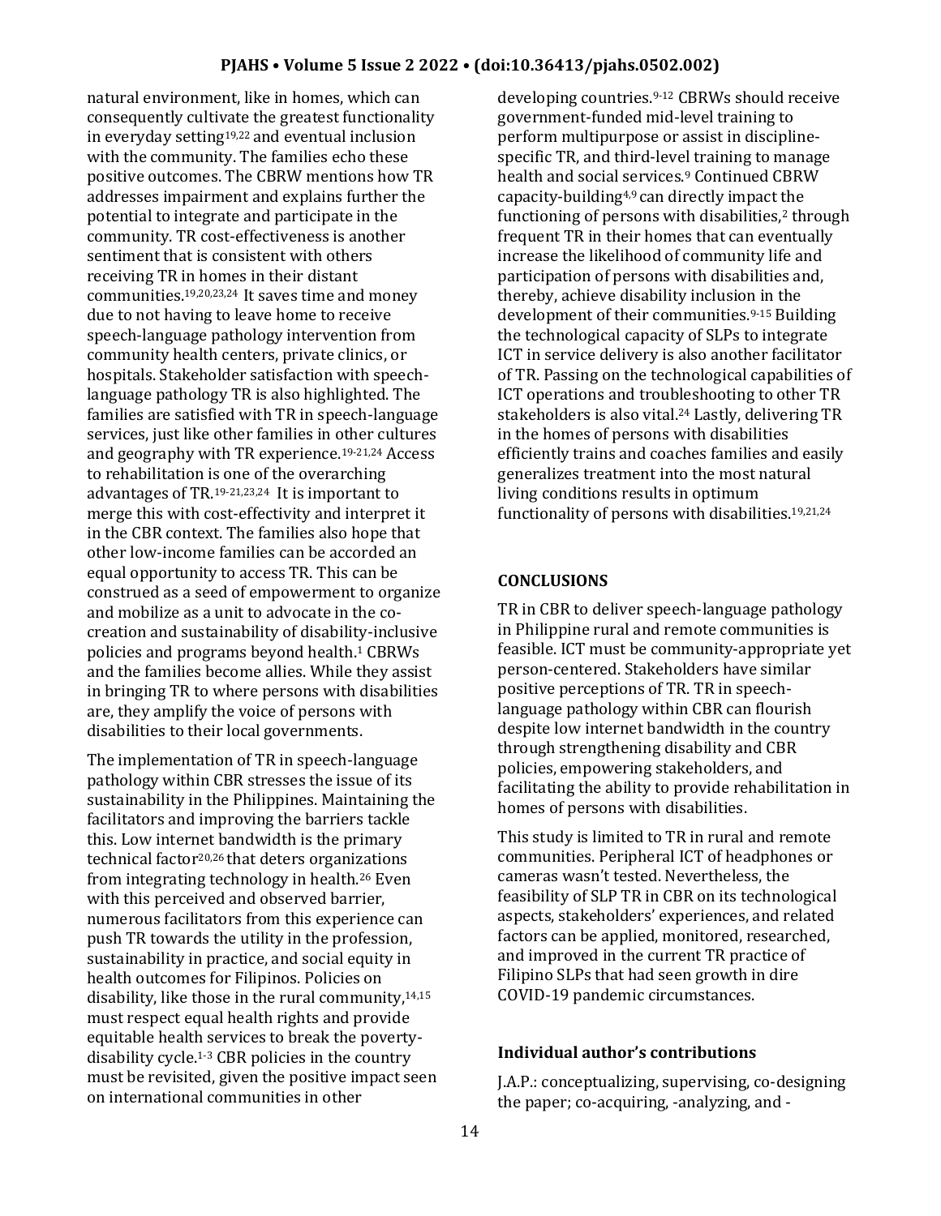natural environment, like in homes, which can consequently cultivate the greatest functionality in everyday setting[19,22] and eventual inclusion with the community. The families echo these positive outcomes. The CBRW mentions how TR addresses impairment and explains further the potential to integrate and participate in the community. TR cost-effectiveness is another sentiment that is consistent with others receiving TR in homes in their distant communities.[19,20,23,24] It saves time and money due to not having to leave home to receive speech-language pathology intervention from community health centers, private clinics, or hospitals. Stakeholder satisfaction with speech-language pathology TR is also highlighted. The families are satisfied with TR in speech-language services, just like other families in other cultures and geography with TR experience.[19-21,24] Access to rehabilitation is one of the overarching advantages of TR.[19-21,23,24] It is important to merge this with cost-effectivity and interpret it in the CBR context. The families also hope that other low-income families can be accorded an equal opportunity to access TR. This can be construed as a seed of empowerment to organize and mobilize as a unit to advocate in the co-creation and sustainability of disability-inclusive policies and programs beyond health.[1] CBRWs and the families become allies. While they assist in bringing TR to where persons with disabilities are, they amplify the voice of persons with disabilities to their local governments.

The implementation of TR in speech-language pathology within CBR stresses the issue of its sustainability in the Philippines. Maintaining the facilitators and improving the barriers tackle this. Low internet bandwidth is the primary technical factor[20,26] that deters organizations from integrating technology in health.[26] Even with this perceived and observed barrier, numerous facilitators from this experience can push TR towards the utility in the profession, sustainability in practice, and social equity in health outcomes for Filipinos. Policies on disability, like those in the rural community,[14,15] must respect equal health rights and provide equitable health services to break the poverty-disability cycle.[1-3] CBR policies in the country must be revisited, given the positive impact seen on international communities in other developing countries.[9-12] CBRWs should receive government-funded mid-level training to perform multipurpose or assist in discipline-specific TR, and third-level training to manage health and social services.[9] Continued CBRW capacity-building[4,9] can directly impact the functioning of persons with disabilities,[2] through frequent TR in their homes that can eventually increase the likelihood of community life and participation of persons with disabilities and, thereby, achieve disability inclusion in the development of their communities.[9-15] Building the technological capacity of SLPs to integrate ICT in service delivery is also another facilitator of TR. Passing on the technological capabilities of ICT operations and troubleshooting to other TR stakeholders is also vital.[24] Lastly, delivering TR in the homes of persons with disabilities efficiently trains and coaches families and easily generalizes treatment into the most natural living conditions results in optimum functionality of persons with disabilities.[19,21,24]

## CONCLUSIONS

TR in CBR to deliver speech-language pathology in Philippine rural and remote communities is feasible. ICT must be community-appropriate yet person-centered. Stakeholders have similar positive perceptions of TR. TR in speech-language pathology within CBR can flourish despite low internet bandwidth in the country through strengthening disability and CBR policies, empowering stakeholders, and facilitating the ability to provide rehabilitation in homes of persons with disabilities.

This study is limited to TR in rural and remote communities. Peripheral ICT of headphones or cameras wasn't tested. Nevertheless, the feasibility of SLP TR in CBR on its technological aspects, stakeholders' experiences, and related factors can be applied, monitored, researched, and improved in the current TR practice of Filipino SLPs that had seen growth in dire COVID-19 pandemic circumstances.

### Individual author's contributions

J.A.P.: conceptualizing, supervising, co-designing the paper; co-acquiring, -analyzing, and -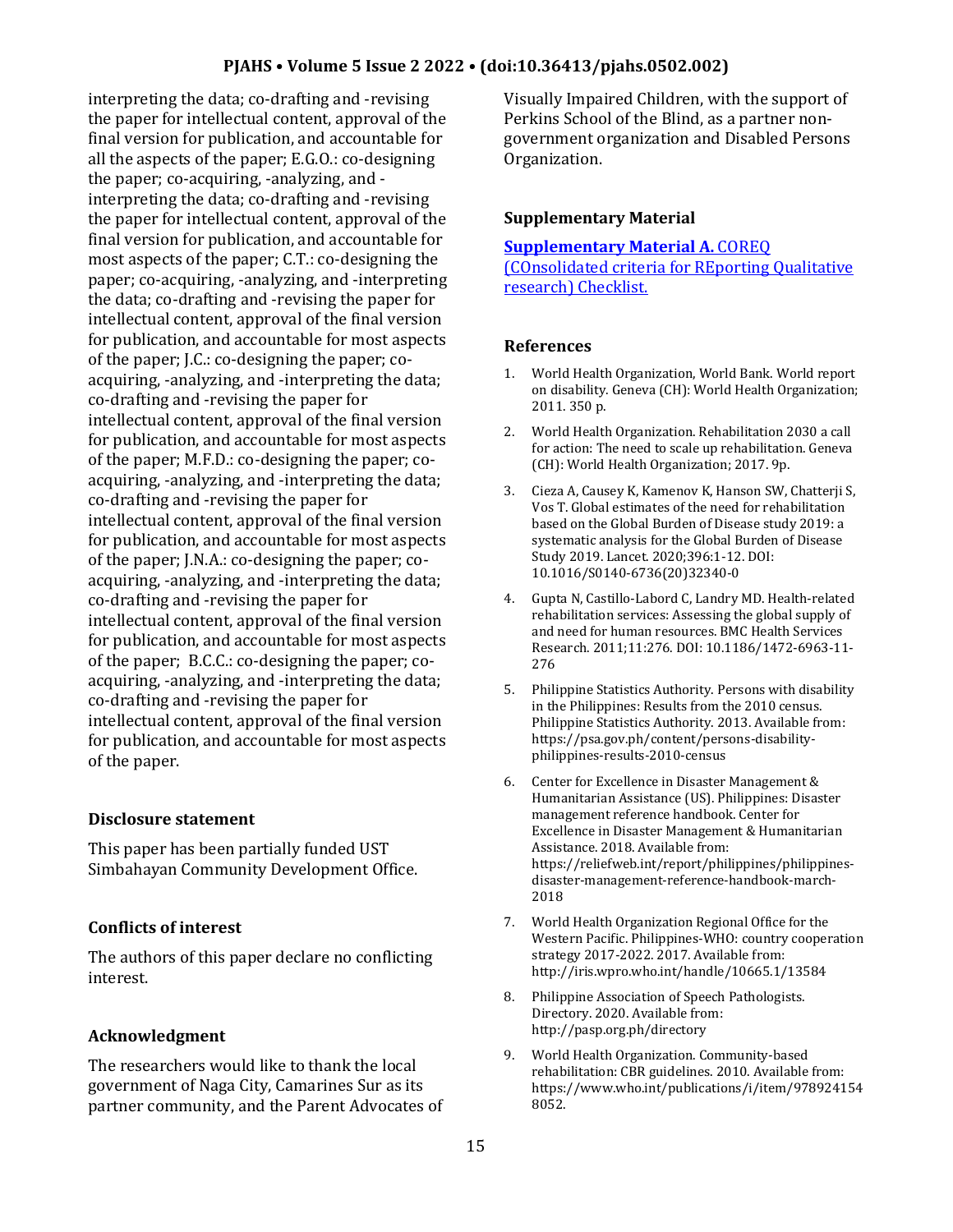interpreting the data; co-drafting and -revising the paper for intellectual content, approval of the final version for publication, and accountable for all the aspects of the paper; E.G.O.: co-designing the paper; co-acquiring, -analyzing, and -interpreting the data; co-drafting and -revising the paper for intellectual content, approval of the final version for publication, and accountable for most aspects of the paper; C.T.: co-designing the paper; co-acquiring, -analyzing, and -interpreting the data; co-drafting and -revising the paper for intellectual content, approval of the final version for publication, and accountable for most aspects of the paper; J.C.: co-designing the paper; co-acquiring, -analyzing, and -interpreting the data; co-drafting and -revising the paper for intellectual content, approval of the final version for publication, and accountable for most aspects of the paper; M.F.D.: co-designing the paper; co-acquiring, -analyzing, and -interpreting the data; co-drafting and -revising the paper for intellectual content, approval of the final version for publication, and accountable for most aspects of the paper; J.N.A.: co-designing the paper; co-acquiring, -analyzing, and -interpreting the data; co-drafting and -revising the paper for intellectual content, approval of the final version for publication, and accountable for most aspects of the paper; B.C.C.: co-designing the paper; co-acquiring, -analyzing, and -interpreting the data; co-drafting and -revising the paper for intellectual content, approval of the final version for publication, and accountable for most aspects of the paper.

### Disclosure statement

This paper has been partially funded UST Simbahayan Community Development Office.

### Conflicts of interest

The authors of this paper declare no conflicting interest.

### Acknowledgment

The researchers would like to thank the local government of Naga City, Camarines Sur as its partner community, and the Parent Advocates of Visually Impaired Children, with the support of Perkins School of the Blind, as a partner non-government organization and Disabled Persons Organization.

### Supplementary Material

**Supplementary Material A.** COREQ (COnsolidated criteria for REporting Qualitative research) Checklist.

### References

1. World Health Organization, World Bank. World report on disability. Geneva (CH): World Health Organization; 2011. 350 p.
2. World Health Organization. Rehabilitation 2030 a call for action: The need to scale up rehabilitation. Geneva (CH): World Health Organization; 2017. 9p.
3. Cieza A, Causey K, Kamenov K, Hanson SW, Chatterji S, Vos T. Global estimates of the need for rehabilitation based on the Global Burden of Disease study 2019: a systematic analysis for the Global Burden of Disease Study 2019. Lancet. 2020;396:1-12. DOI: 10.1016/S0140-6736(20)32340-0
4. Gupta N, Castillo-Labord C, Landry MD. Health-related rehabilitation services: Assessing the global supply of and need for human resources. BMC Health Services Research. 2011;11:276. DOI: 10.1186/1472-6963-11-276
5. Philippine Statistics Authority. Persons with disability in the Philippines: Results from the 2010 census. Philippine Statistics Authority. 2013. Available from: https://psa.gov.ph/content/persons-disability-philippines-results-2010-census
6. Center for Excellence in Disaster Management & Humanitarian Assistance (US). Philippines: Disaster management reference handbook. Center for Excellence in Disaster Management & Humanitarian Assistance. 2018. Available from: https://reliefweb.int/report/philippines/philippines-disaster-management-reference-handbook-march-2018
7. World Health Organization Regional Office for the Western Pacific. Philippines-WHO: country cooperation strategy 2017-2022. 2017. Available from: http://iris.wpro.who.int/handle/10665.1/13584
8. Philippine Association of Speech Pathologists. Directory. 2020. Available from: http://pasp.org.ph/directory
9. World Health Organization. Community-based rehabilitation: CBR guidelines. 2010. Available from: https://www.who.int/publications/i/item/9789241548052.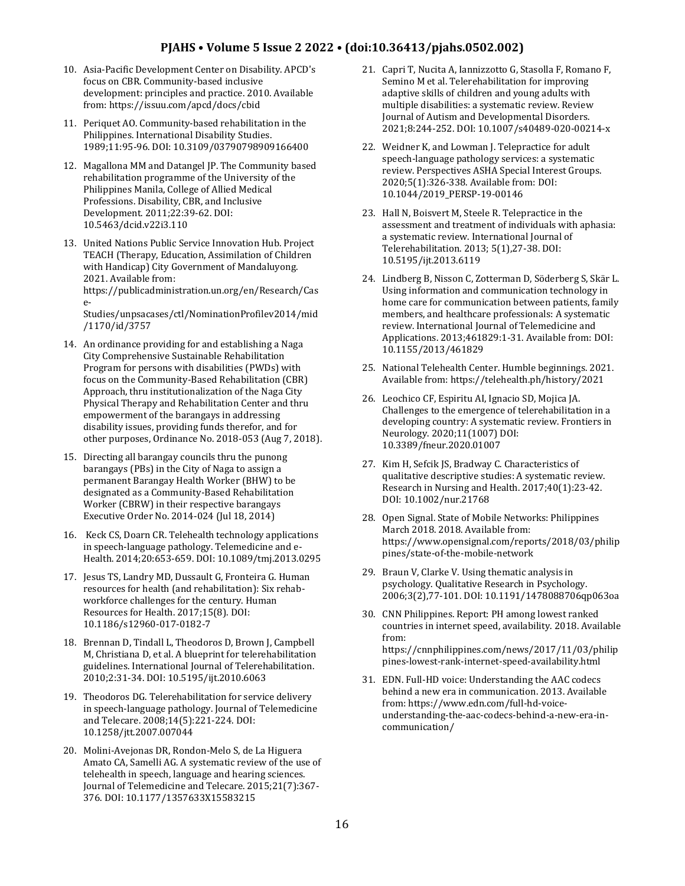10. Asia-Pacific Development Center on Disability. APCD's focus on CBR. Community-based inclusive development: principles and practice. 2010. Available from: https://issuu.com/apcd/docs/cbid

11. Periquet AO. Community-based rehabilitation in the Philippines. International Disability Studies. 1989;11:95-96. DOI: 10.3109/03790798909166400

12. Magallona MM and Datangel JP. The Community based rehabilitation programme of the University of the Philippines Manila, College of Allied Medical Professions. Disability, CBR, and Inclusive Development. 2011;22:39-62. DOI: 10.5463/dcid.v22i3.110

13. United Nations Public Service Innovation Hub. Project TEACH (Therapy, Education, Assimilation of Children with Handicap) City Government of Mandaluyong. 2021. Available from: https://publicadministration.un.org/en/Research/Case-Studies/unpsacases/ctl/NominationProfilev2014/mid/1170/id/3757

14. An ordinance providing for and establishing a Naga City Comprehensive Sustainable Rehabilitation Program for persons with disabilities (PWDs) with focus on the Community-Based Rehabilitation (CBR) Approach, thru institutionalization of the Naga City Physical Therapy and Rehabilitation Center and thru empowerment of the barangays in addressing disability issues, providing funds therefor, and for other purposes, Ordinance No. 2018-053 (Aug 7, 2018).

15. Directing all barangay councils thru the punong barangays (PBs) in the City of Naga to assign a permanent Barangay Health Worker (BHW) to be designated as a Community-Based Rehabilitation Worker (CBRW) in their respective barangays Executive Order No. 2014-024 (Jul 18, 2014)

16. Keck CS, Doarn CR. Telehealth technology applications in speech-language pathology. Telemedicine and e-Health. 2014;20:653-659. DOI: 10.1089/tmj.2013.0295

17. Jesus TS, Landry MD, Dussault G, Fronteira G. Human resources for health (and rehabilitation): Six rehab-workforce challenges for the century. Human Resources for Health. 2017;15(8). DOI: 10.1186/s12960-017-0182-7

18. Brennan D, Tindall L, Theodoros D, Brown J, Campbell M, Christiana D, et al. A blueprint for telerehabilitation guidelines. International Journal of Telerehabilitation. 2010;2:31-34. DOI: 10.5195/ijt.2010.6063

19. Theodoros DG. Telerehabilitation for service delivery in speech-language pathology. Journal of Telemedicine and Telecare. 2008;14(5):221-224. DOI: 10.1258/jtt.2007.007044

20. Molini-Avejonas DR, Rondon-Melo S, de La Higuera Amato CA, Samelli AG. A systematic review of the use of telehealth in speech, language and hearing sciences. Journal of Telemedicine and Telecare. 2015;21(7):367-376. DOI: 10.1177/1357633X15583215

21. Capri T, Nucita A, Iannizzotto G, Stasolla F, Romano F, Semino M et al. Telerehabilitation for improving adaptive skills of children and young adults with multiple disabilities: a systematic review. Review Journal of Autism and Developmental Disorders. 2021;8:244-252. DOI: 10.1007/s40489-020-00214-x

22. Weidner K, and Lowman J. Telepractice for adult speech-language pathology services: a systematic review. Perspectives ASHA Special Interest Groups. 2020;5(1):326-338. Available from: DOI: 10.1044/2019_PERSP-19-00146

23. Hall N, Boisvert M, Steele R. Telepractice in the assessment and treatment of individuals with aphasia: a systematic review. International Journal of Telerehabilitation. 2013; 5(1),27-38. DOI: 10.5195/ijt.2013.6119

24. Lindberg B, Nisson C, Zotterman D, Söderberg S, Skär L. Using information and communication technology in home care for communication between patients, family members, and healthcare professionals: A systematic review. International Journal of Telemedicine and Applications. 2013;461829:1-31. Available from: DOI: 10.1155/2013/461829

25. National Telehealth Center. Humble beginnings. 2021. Available from: https://telehealth.ph/history/2021

26. Leochico CF, Espiritu AI, Ignacio SD, Mojica JA. Challenges to the emergence of telerehabilitation in a developing country: A systematic review. Frontiers in Neurology. 2020;11(1007) DOI: 10.3389/fneur.2020.01007

27. Kim H, Sefcik JS, Bradway C. Characteristics of qualitative descriptive studies: A systematic review. Research in Nursing and Health. 2017;40(1):23-42. DOI: 10.1002/nur.21768

28. Open Signal. State of Mobile Networks: Philippines March 2018. 2018. Available from: https://www.opensignal.com/reports/2018/03/philippines/state-of-the-mobile-network

29. Braun V, Clarke V. Using thematic analysis in psychology. Qualitative Research in Psychology. 2006;3(2),77-101. DOI: 10.1191/1478088706qp063oa

30. CNN Philippines. Report: PH among lowest ranked countries in internet speed, availability. 2018. Available from: https://cnnphilippines.com/news/2017/11/03/philippines-lowest-rank-internet-speed-availability.html

31. EDN. Full-HD voice: Understanding the AAC codecs behind a new era in communication. 2013. Available from: https://www.edn.com/full-hd-voice-understanding-the-aac-codecs-behind-a-new-era-in-communication/